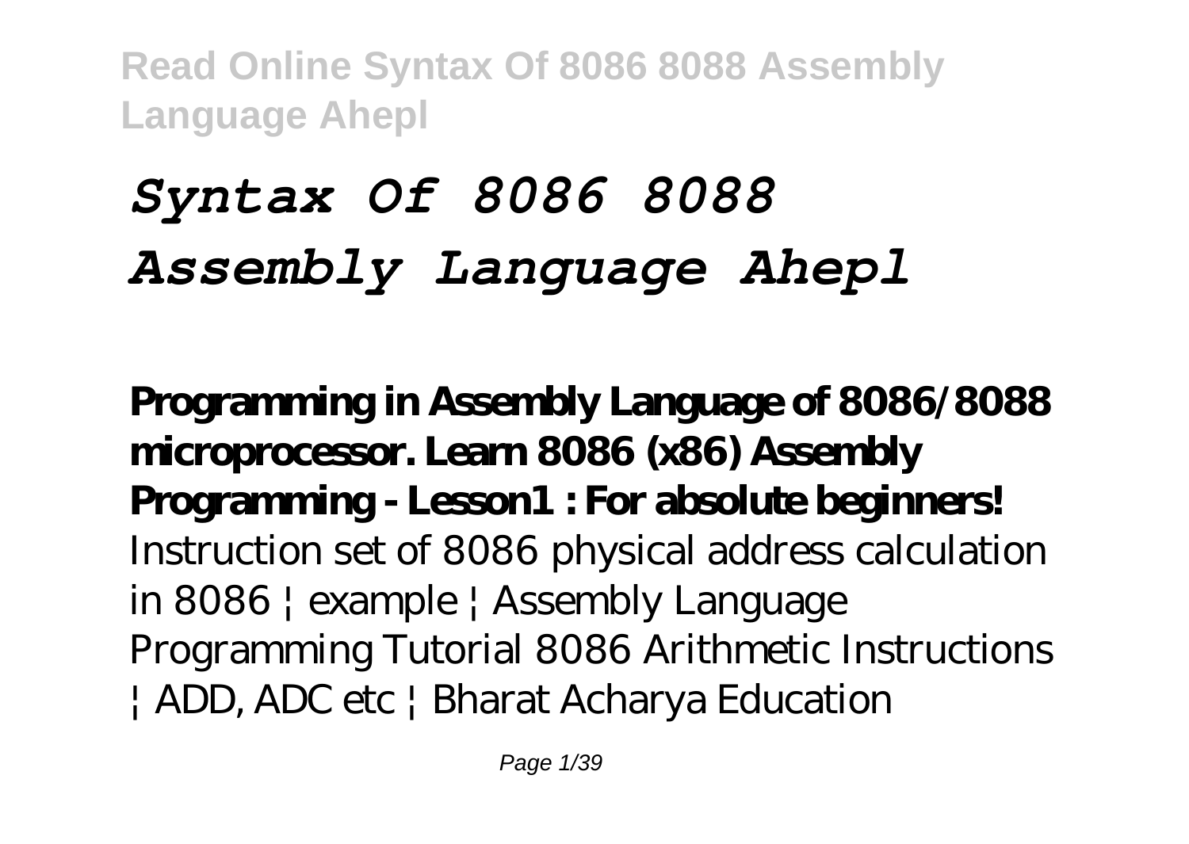# *Syntax Of 8086 8088 Assembly Language Ahepl*

**Programming in Assembly Language of 8086/8088 microprocessor. Learn 8086 (x86) Assembly Programming - Lesson1 : For absolute beginners!** Instruction set of 8086 physical address calculation in 8086 | example | Assembly Language Programming Tutorial 8086 Arithmetic Instructions | ADD, ADC etc | Bharat Acharya Education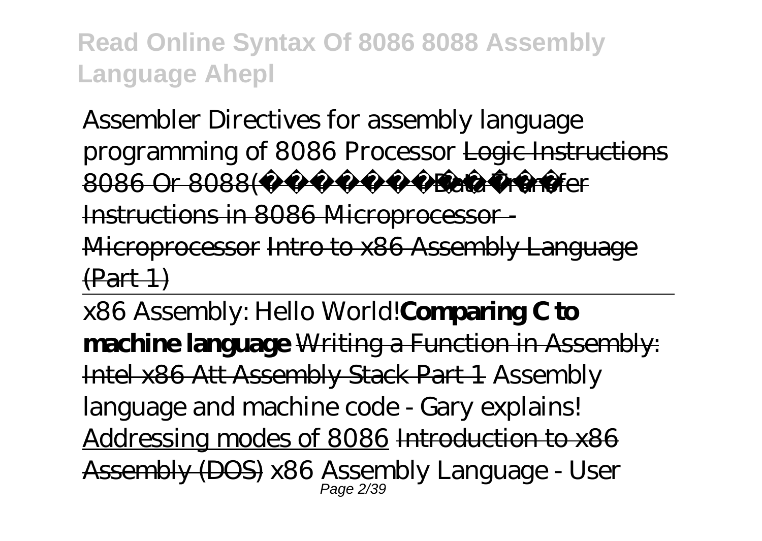*Assembler Directives for assembly language programming of 8086 Processor* ~~Logic Instructions 8086 Or 8088(          )~~ ~~Data Transfer Instructions in 8086 Microprocessor - Microprocessor~~ ~~Intro to x86 Assembly Language (Part 1)~~

---

*x86 Assembly: Hello World!* **Comparing C to machine language** ~~Writing a Function in Assembly: Intel x86 Att Assembly Stack Part 1~~ *Assembly language and machine code - Gary explains!* Addressing modes of 8086 ~~Introduction to x86 Assembly (DOS)~~ *x86 Assembly Language - User*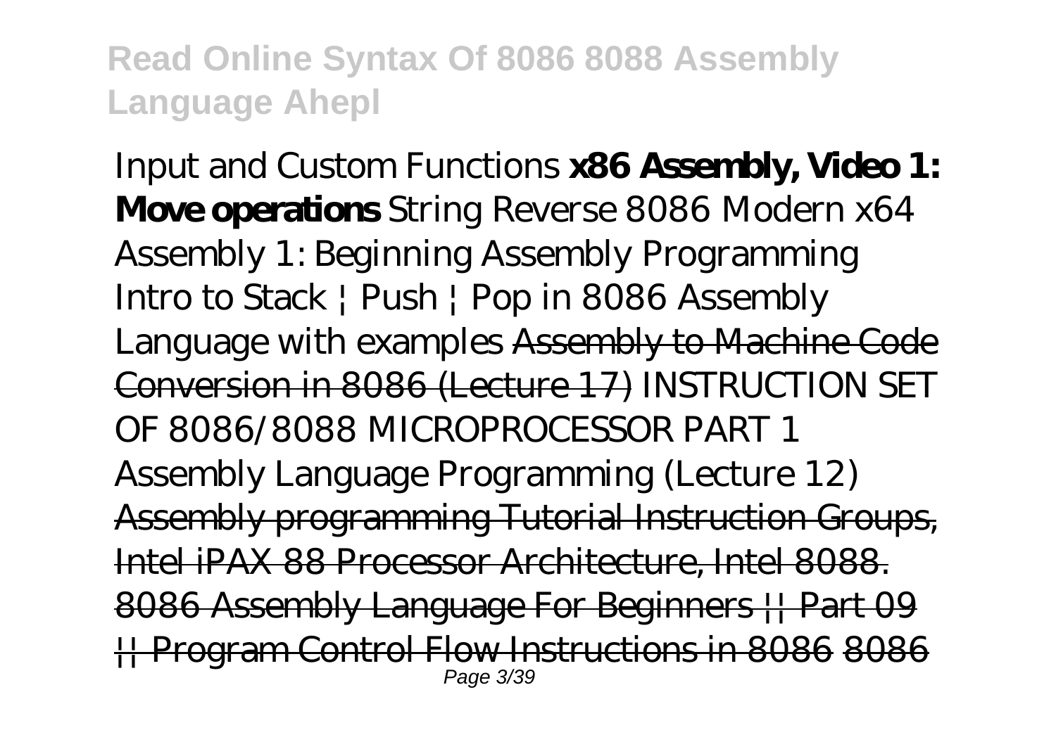*Input and Custom Functions* **x86 Assembly, Video 1: Move operations** *String Reverse 8086 Modern x64 Assembly 1: Beginning Assembly Programming Intro to Stack | Push | Pop in 8086 Assembly Language with examples* Assembly to Machine Code Conversion in 8086 (Lecture 17) *INSTRUCTION SET OF 8086/8088 MICROPROCESSOR PART 1 Assembly Language Programming (Lecture 12)* Assembly programming Tutorial Instruction Groups, Intel iPAX 88 Processor Architecture, Intel 8088. 8086 Assembly Language For Beginners || Part 09 || Program Control Flow Instructions in 8086 8086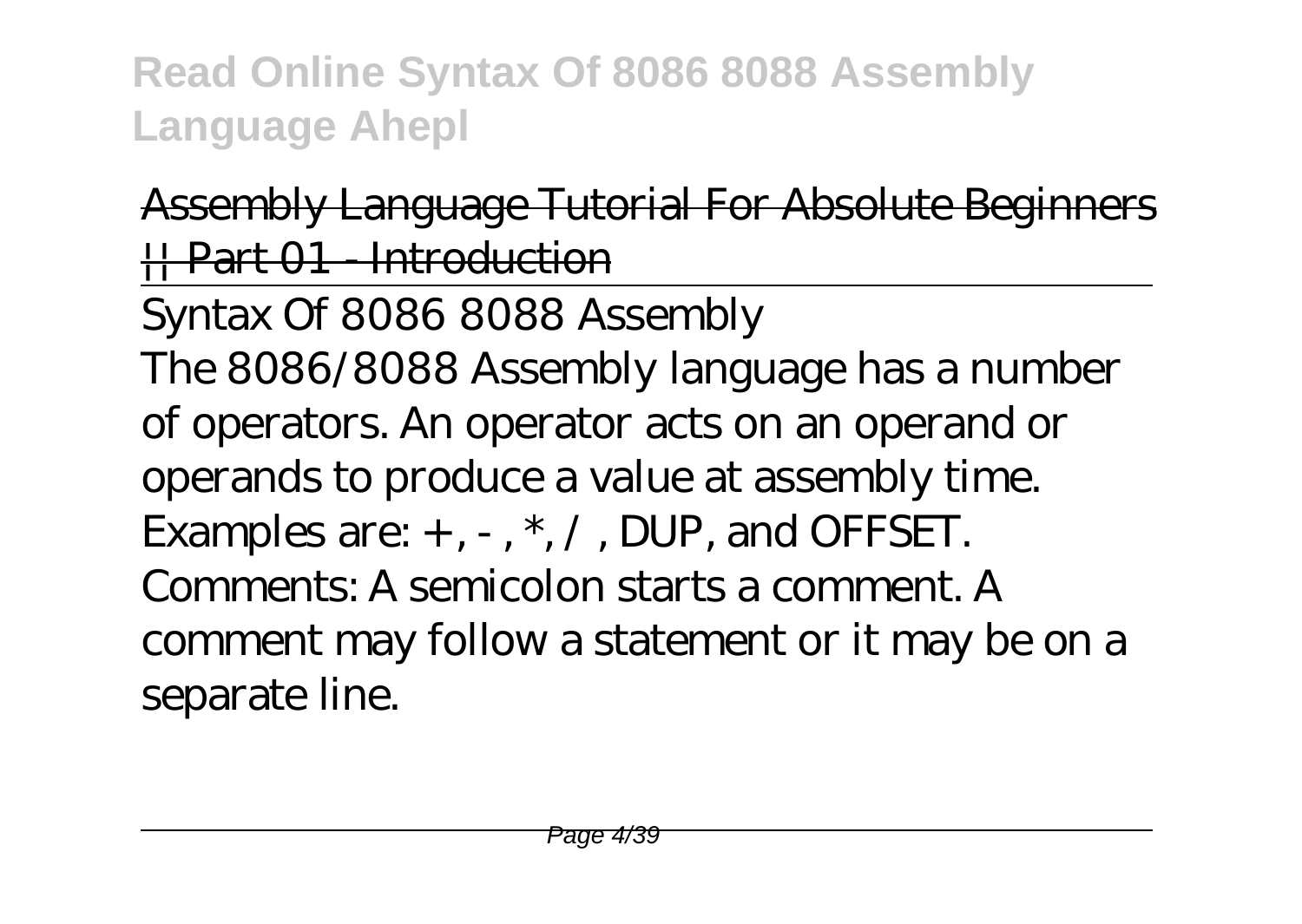~~Assembly Language Tutorial For Absolute Beginners || Part 01 - Introduction~~

Syntax Of 8086 8088 Assembly

The 8086/8088 Assembly language has a number of operators. An operator acts on an operand or operands to produce a value at assembly time. Examples are: + , - , *, / , DUP, and OFFSET. Comments: A semicolon starts a comment. A comment may follow a statement or it may be on a separate line.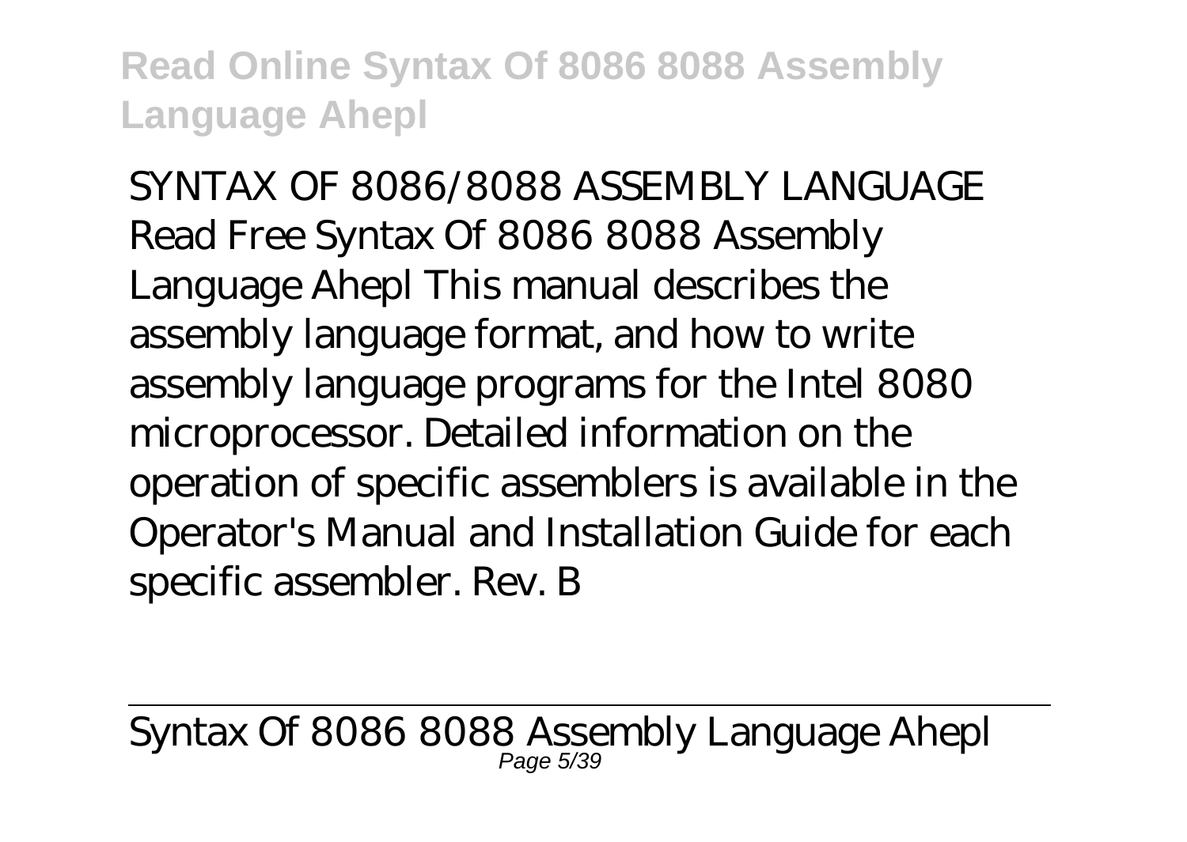SYNTAX OF 8086/8088 ASSEMBLY LANGUAGE
Read Free Syntax Of 8086 8088 Assembly Language Ahepl This manual describes the assembly language format, and how to write assembly language programs for the Intel 8080 microprocessor. Detailed information on the operation of specific assemblers is available in the Operator's Manual and Installation Guide for each specific assembler. Rev. B

Syntax Of 8086 8088 Assembly Language Ahepl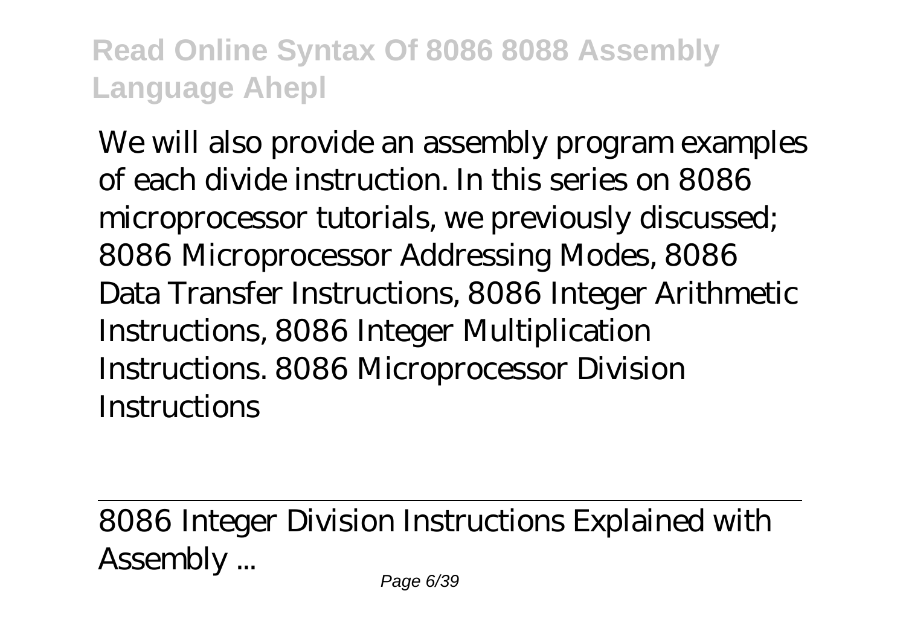We will also provide an assembly program examples of each divide instruction. In this series on 8086 microprocessor tutorials, we previously discussed; 8086 Microprocessor Addressing Modes, 8086 Data Transfer Instructions, 8086 Integer Arithmetic Instructions, 8086 Integer Multiplication Instructions. 8086 Microprocessor Division Instructions

8086 Integer Division Instructions Explained with Assembly ...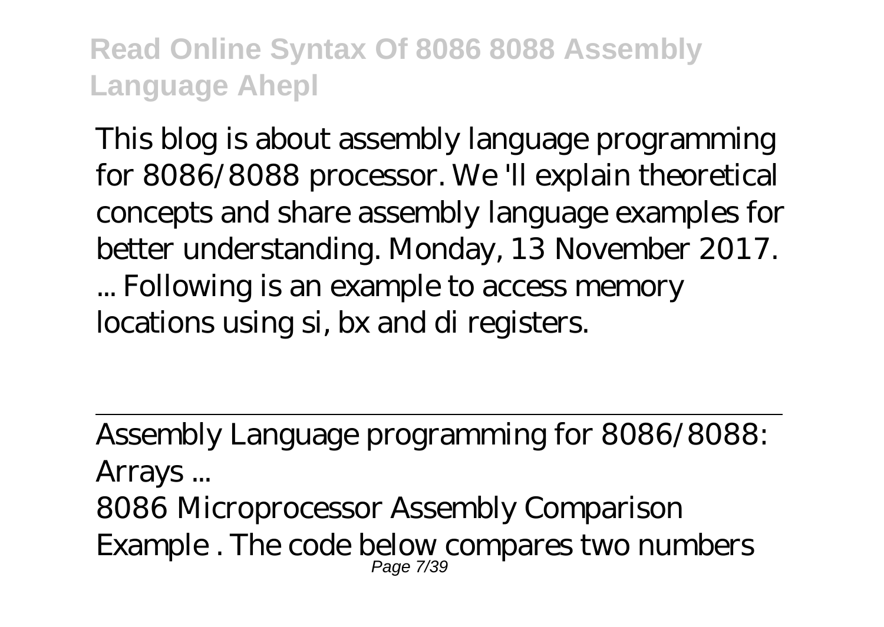This blog is about assembly language programming for 8086/8088 processor. We 'll explain theoretical concepts and share assembly language examples for better understanding. Monday, 13 November 2017. ... Following is an example to access memory locations using si, bx and di registers.

Assembly Language programming for 8086/8088: Arrays ...

8086 Microprocessor Assembly Comparison Example . The code below compares two numbers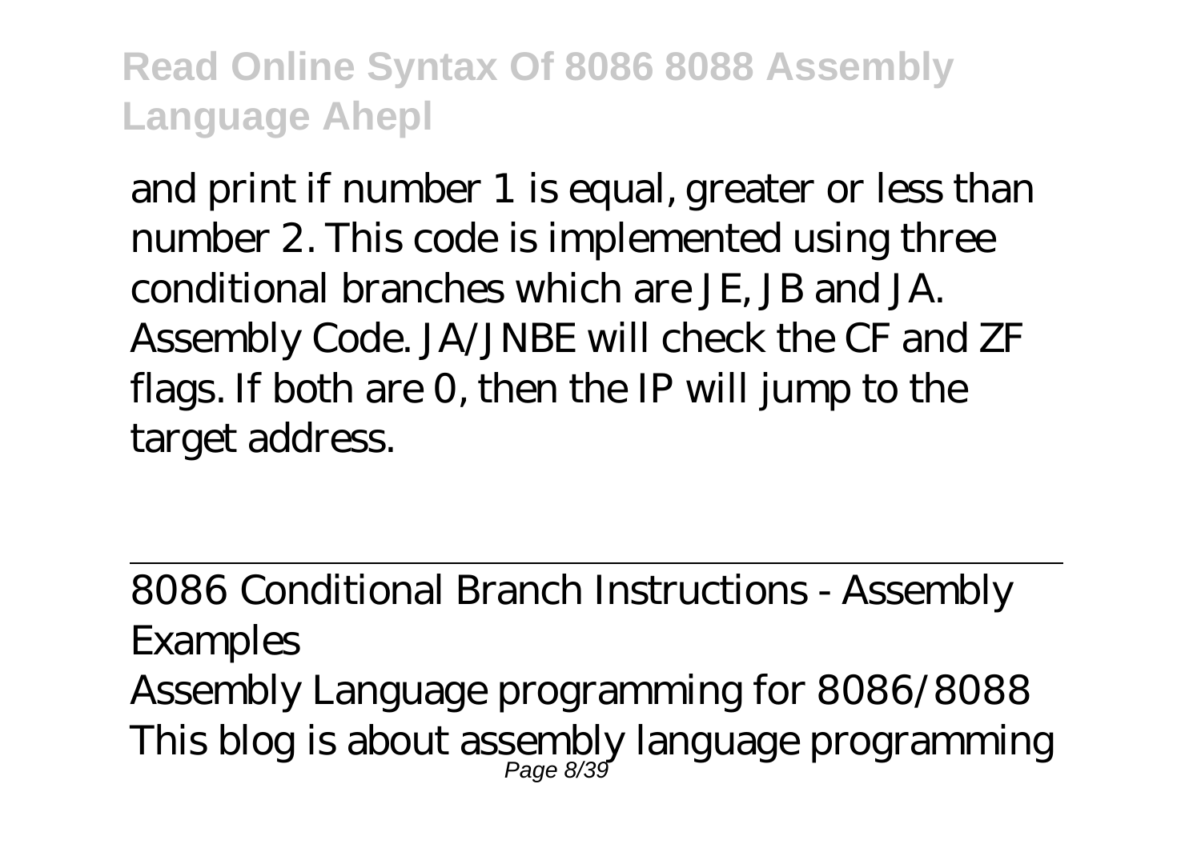and print if number 1 is equal, greater or less than number 2. This code is implemented using three conditional branches which are JE, JB and JA. Assembly Code. JA/JNBE will check the CF and ZF flags. If both are 0, then the IP will jump to the target address.

8086 Conditional Branch Instructions - Assembly Examples

Assembly Language programming for 8086/8088 This blog is about assembly language programming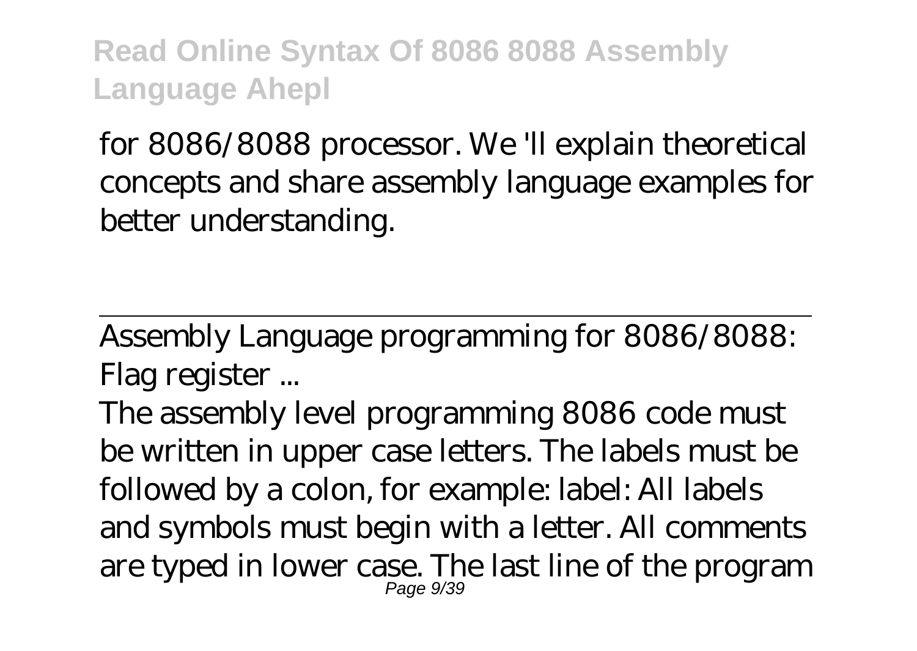for 8086/8088 processor. We 'll explain theoretical concepts and share assembly language examples for better understanding.

Assembly Language programming for 8086/8088: Flag register ...

The assembly level programming 8086 code must be written in upper case letters. The labels must be followed by a colon, for example: label: All labels and symbols must begin with a letter. All comments are typed in lower case. The last line of the program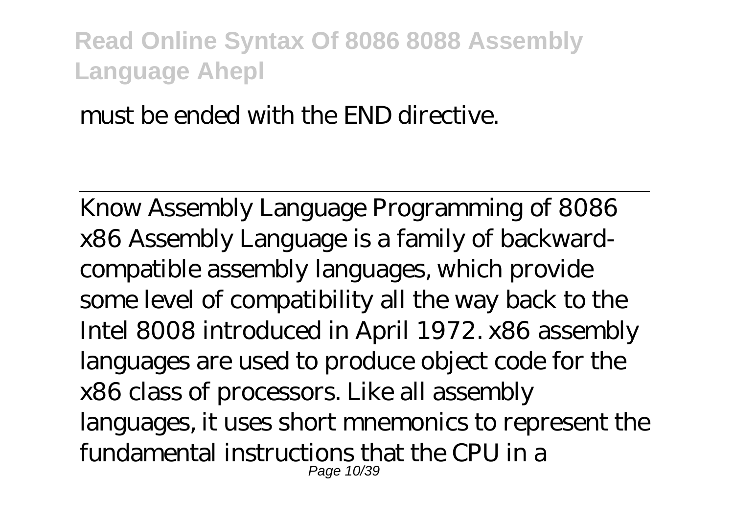must be ended with the END directive.

---

Know Assembly Language Programming of 8086
x86 Assembly Language is a family of backward-compatible assembly languages, which provide some level of compatibility all the way back to the Intel 8008 introduced in April 1972. x86 assembly languages are used to produce object code for the x86 class of processors. Like all assembly languages, it uses short mnemonics to represent the fundamental instructions that the CPU in a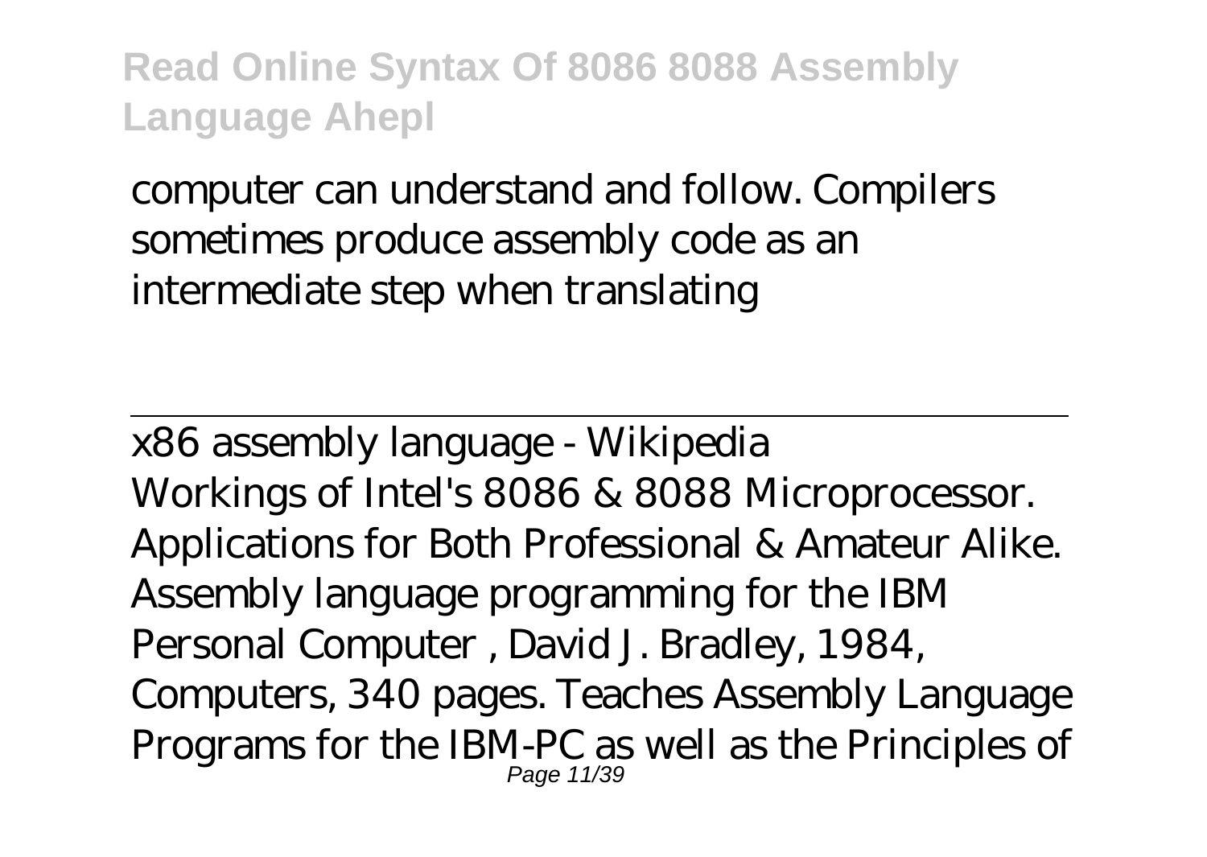computer can understand and follow. Compilers sometimes produce assembly code as an intermediate step when translating

---

x86 assembly language - Wikipedia

Workings of Intel's 8086 & 8088 Microprocessor. Applications for Both Professional & Amateur Alike. Assembly language programming for the IBM Personal Computer , David J. Bradley, 1984, Computers, 340 pages. Teaches Assembly Language Programs for the IBM-PC as well as the Principles of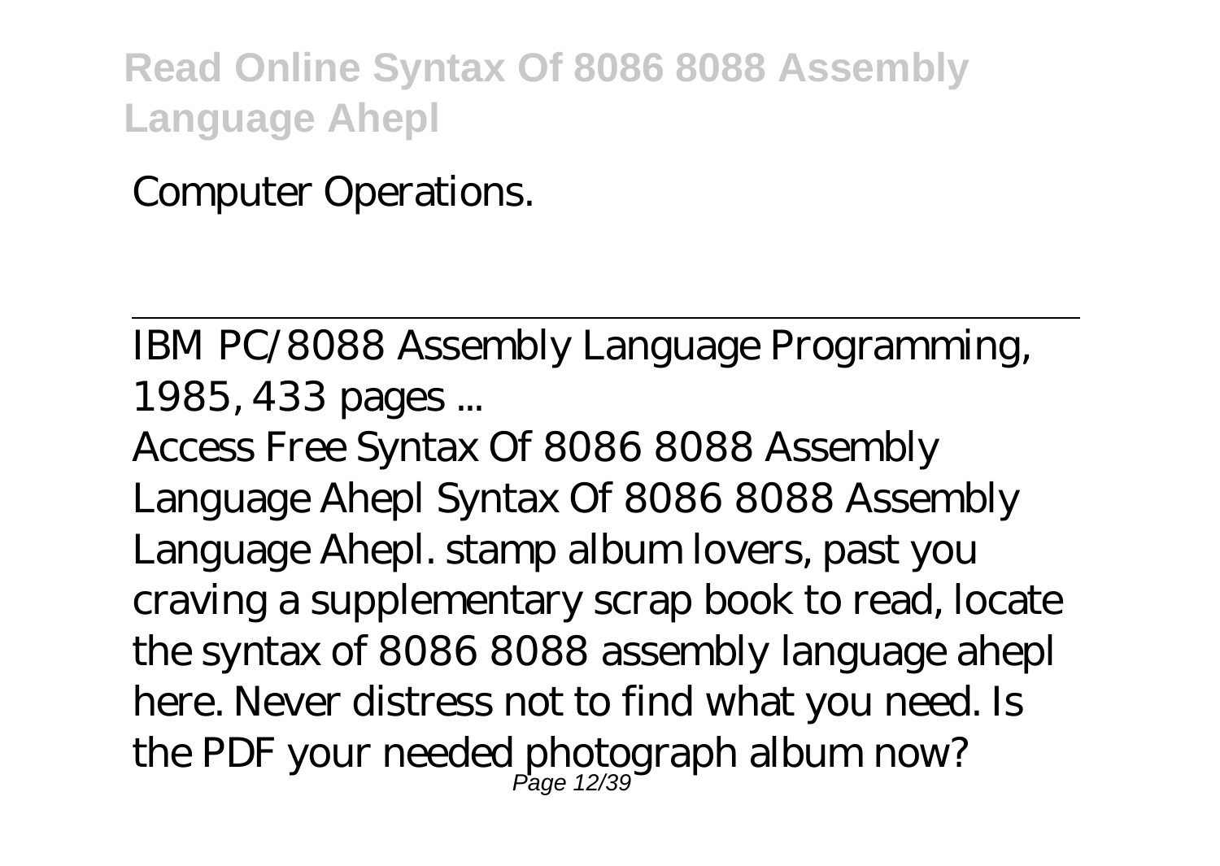Computer Operations.

IBM PC/8088 Assembly Language Programming, 1985, 433 pages ...

Access Free Syntax Of 8086 8088 Assembly Language Ahepl Syntax Of 8086 8088 Assembly Language Ahepl. stamp album lovers, past you craving a supplementary scrap book to read, locate the syntax of 8086 8088 assembly language ahepl here. Never distress not to find what you need. Is the PDF your needed photograph album now?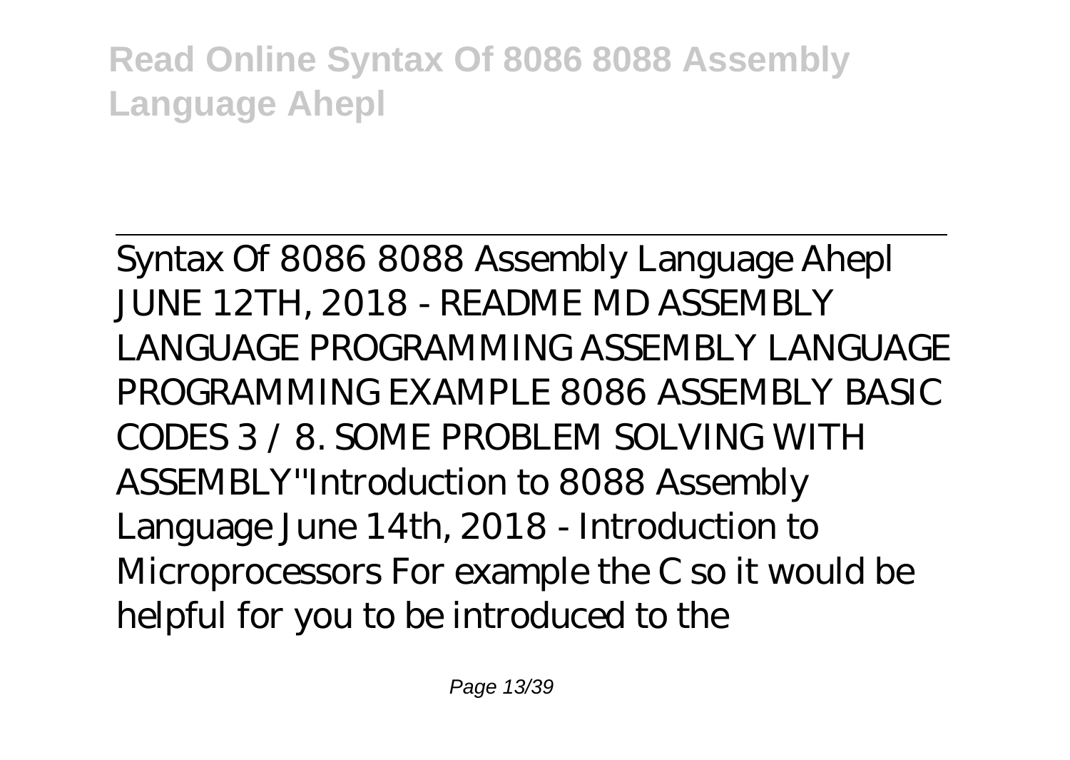Syntax Of 8086 8088 Assembly Language Ahepl JUNE 12TH, 2018 - README MD ASSEMBLY LANGUAGE PROGRAMMING ASSEMBLY LANGUAGE PROGRAMMING EXAMPLE 8086 ASSEMBLY BASIC CODES 3 / 8. SOME PROBLEM SOLVING WITH ASSEMBLY''Introduction to 8088 Assembly Language June 14th, 2018 - Introduction to Microprocessors For example the C so it would be helpful for you to be introduced to the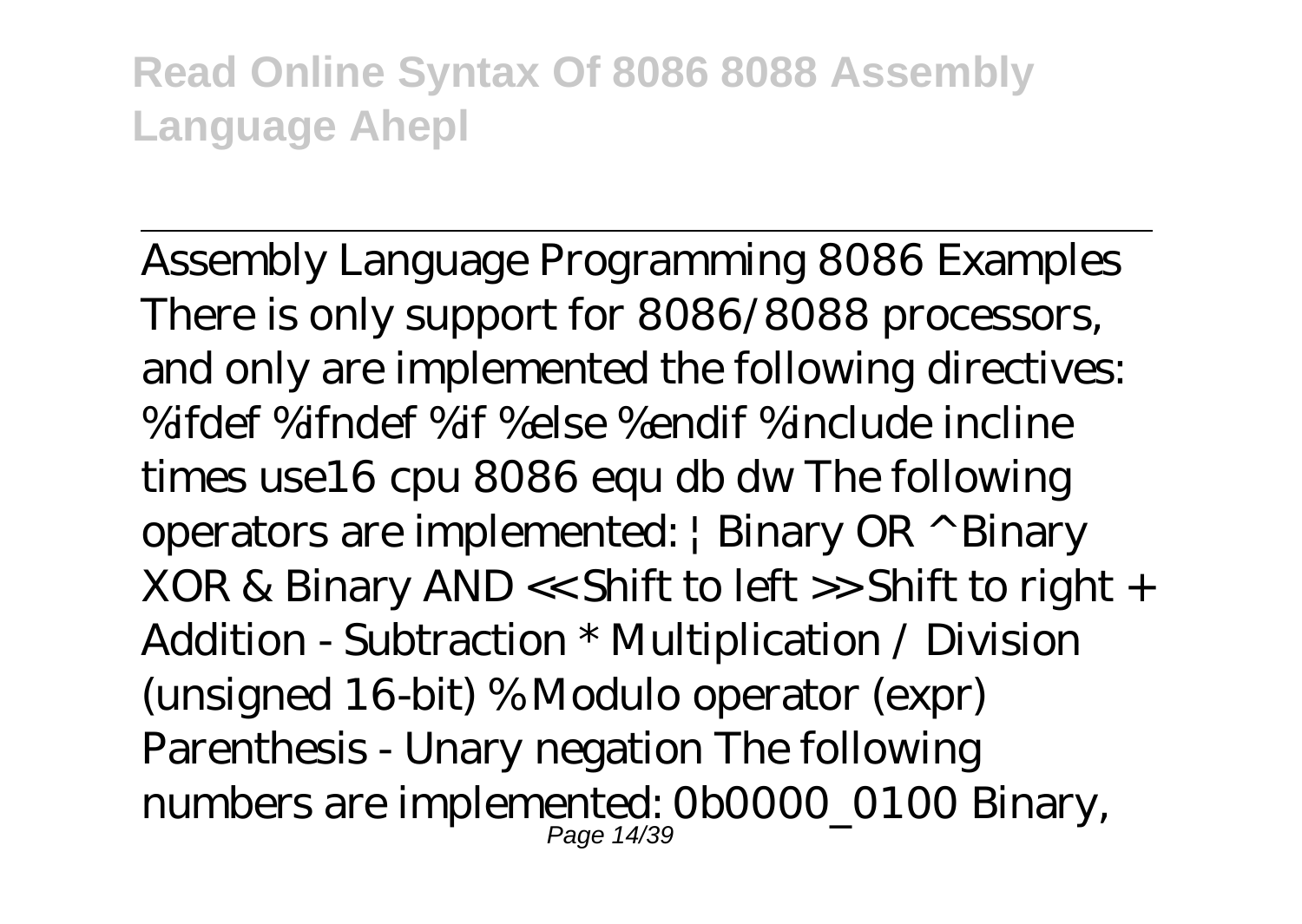Assembly Language Programming 8086 Examples There is only support for 8086/8088 processors, and only are implemented the following directives: %ifdef %ifndef %if %else %endif %include incline times use16 cpu 8086 equ db dw The following operators are implemented: | Binary OR ^ Binary XOR & Binary AND << Shift to left >> Shift to right + Addition - Subtraction * Multiplication / Division (unsigned 16-bit) % Modulo operator (expr) Parenthesis - Unary negation The following numbers are implemented: 0b0000_0100 Binary,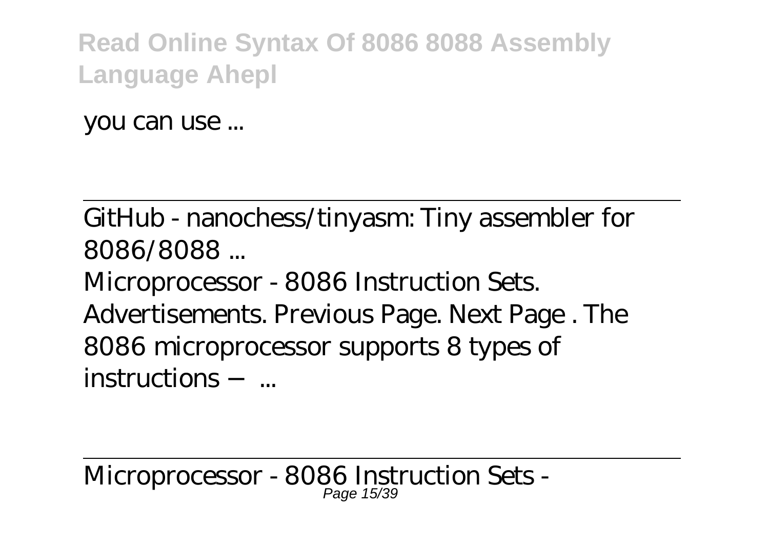you can use ...

GitHub - nanochess/tinyasm: Tiny assembler for 8086/8088 ...

Microprocessor - 8086 Instruction Sets. Advertisements. Previous Page. Next Page . The 8086 microprocessor supports 8 types of instructions − ...

Microprocessor - 8086 Instruction Sets -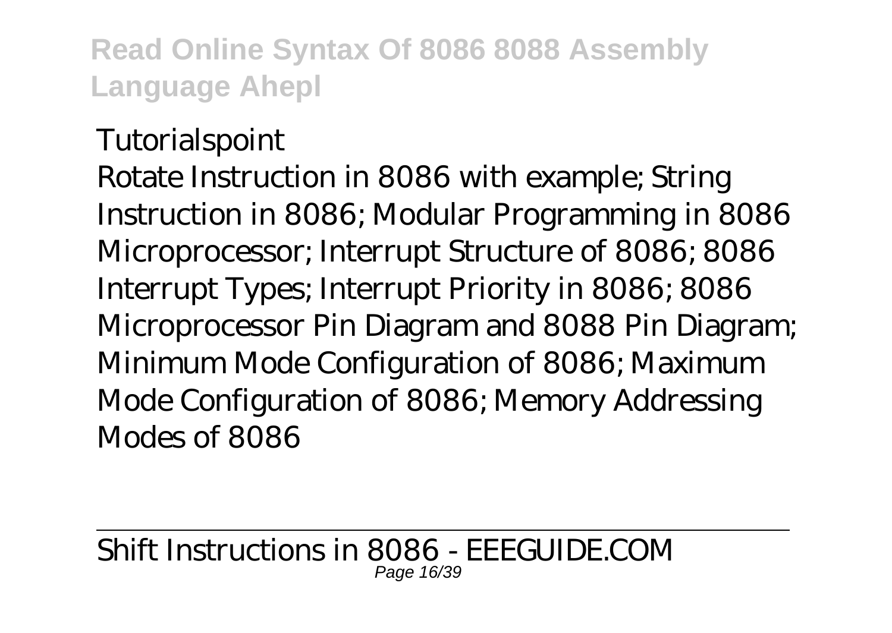Tutorialspoint

Rotate Instruction in 8086 with example; String Instruction in 8086; Modular Programming in 8086 Microprocessor; Interrupt Structure of 8086; 8086 Interrupt Types; Interrupt Priority in 8086; 8086 Microprocessor Pin Diagram and 8088 Pin Diagram; Minimum Mode Configuration of 8086; Maximum Mode Configuration of 8086; Memory Addressing Modes of 8086

Shift Instructions in 8086 - EEEGUIDE.COM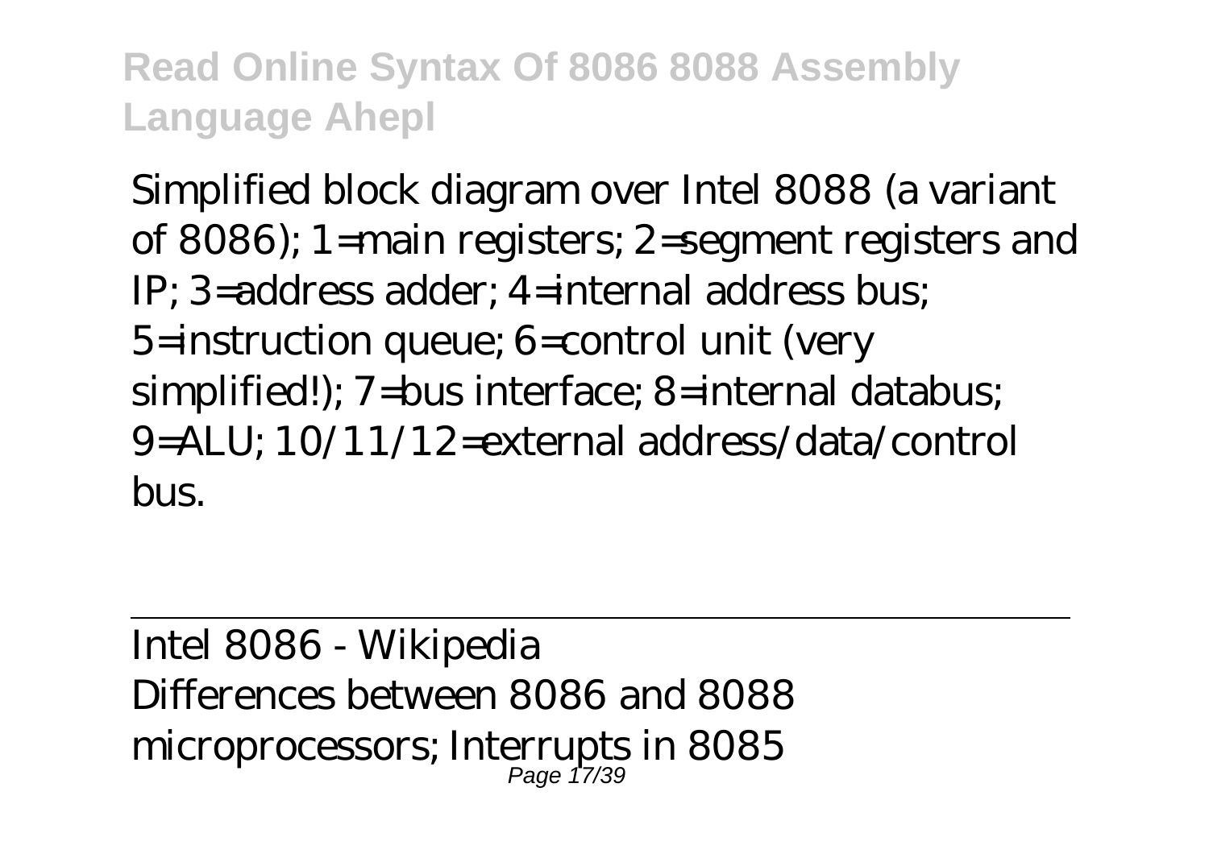Simplified block diagram over Intel 8088 (a variant of 8086); 1=main registers; 2=segment registers and IP; 3=address adder; 4=internal address bus; 5=instruction queue; 6=control unit (very simplified!); 7=bus interface; 8=internal databus; 9=ALU; 10/11/12=external address/data/control bus.

---

Intel 8086 - Wikipedia

Differences between 8086 and 8088 microprocessors; Interrupts in 8085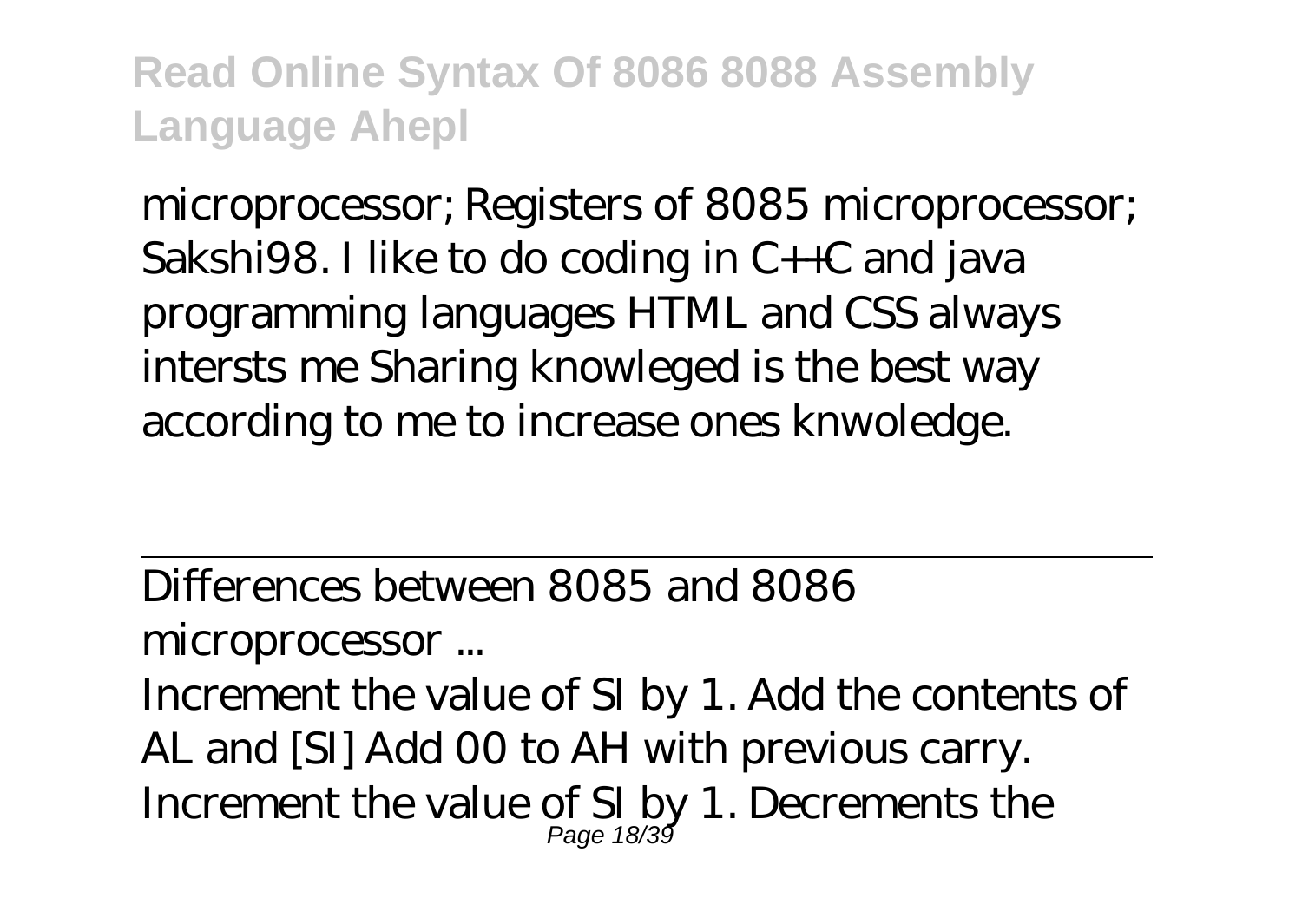microprocessor; Registers of 8085 microprocessor; Sakshi98. I like to do coding in C++C and java programming languages HTML and CSS always intersts me Sharing knowleged is the best way according to me to increase ones knwoledge.

## Differences between 8085 and 8086 microprocessor ...

Increment the value of SI by 1. Add the contents of AL and [SI] Add 00 to AH with previous carry. Increment the value of SI by 1. Decrements the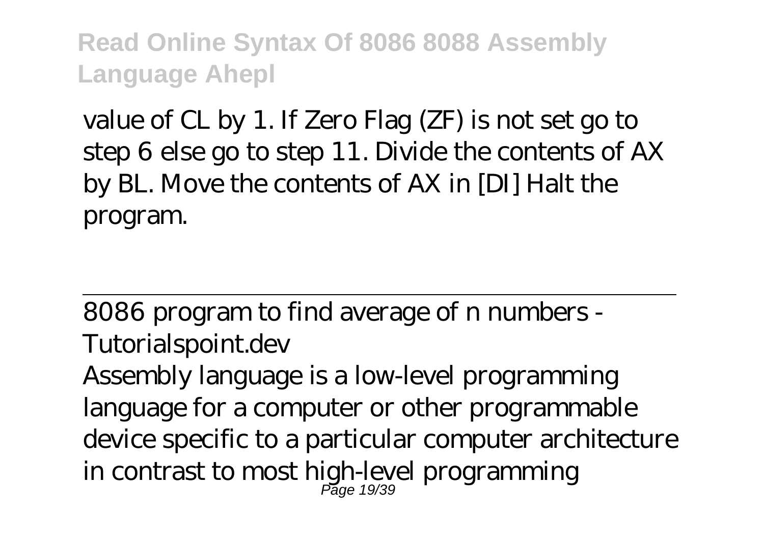value of CL by 1. If Zero Flag (ZF) is not set go to step 6 else go to step 11. Divide the contents of AX by BL. Move the contents of AX in [DI] Halt the program.

8086 program to find average of n numbers - Tutorialspoint.dev

Assembly language is a low-level programming language for a computer or other programmable device specific to a particular computer architecture in contrast to most high-level programming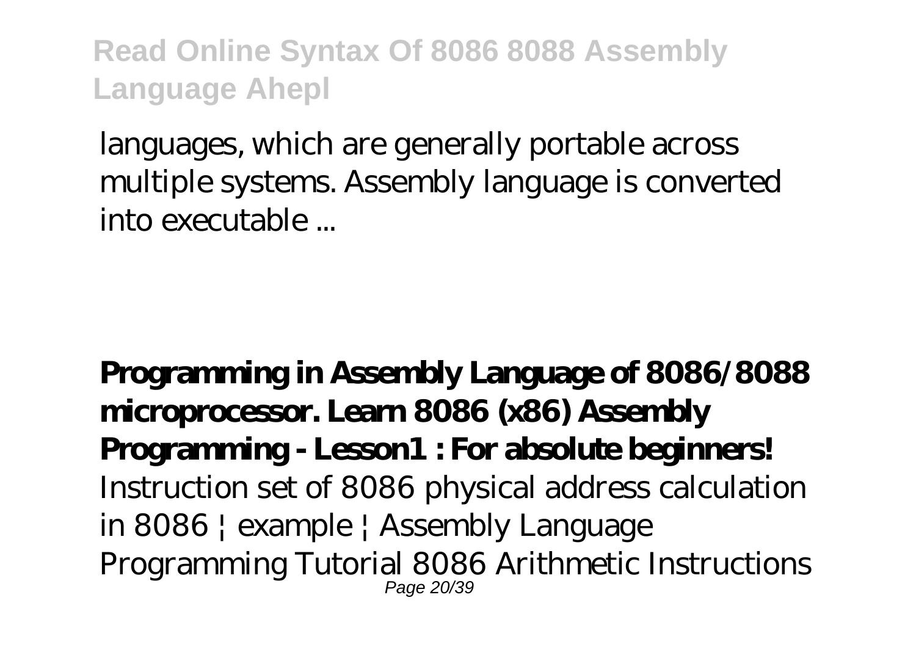languages, which are generally portable across multiple systems. Assembly language is converted into executable ...

**Programming in Assembly Language of 8086/8088 microprocessor. Learn 8086 (x86) Assembly Programming - Lesson1 : For absolute beginners!** Instruction set of 8086 physical address calculation in 8086 | example | Assembly Language Programming Tutorial 8086 Arithmetic Instructions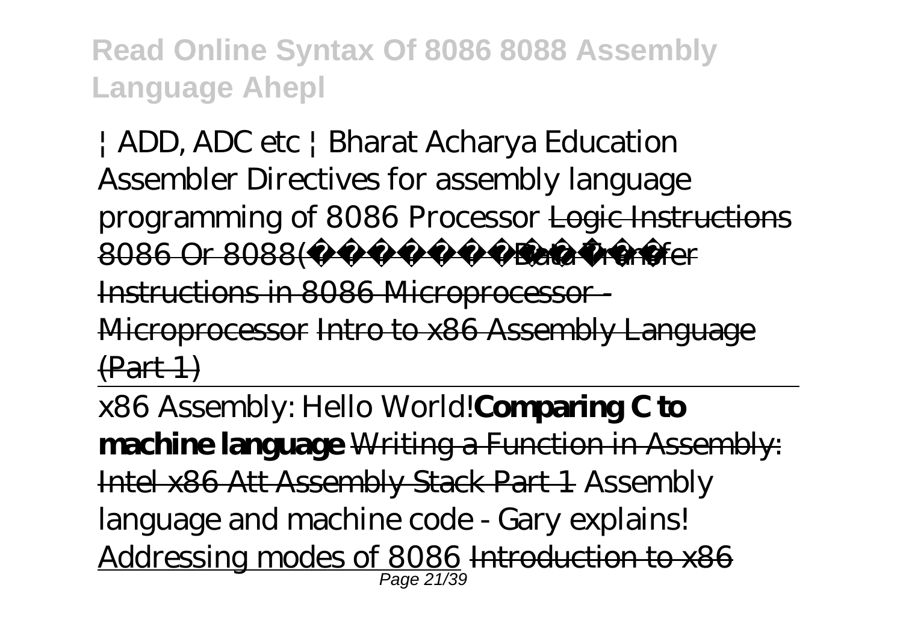| ADD, ADC etc | Bharat Acharya Education Assembler Directives for assembly language programming of 8086 Processor ~~Logic Instructions 8086 Or 8088(~~ ~~Data Transfer Instructions in 8086 Microprocessor - Microprocessor~~ ~~Intro to x86 Assembly Language (Part 1)~~

x86 Assembly: Hello World! **Comparing C to machine language** ~~Writing a Function in Assembly: Intel x86 Att Assembly Stack Part 1~~ Assembly language and machine code - Gary explains! Addressing modes of 8086 ~~Introduction to x86~~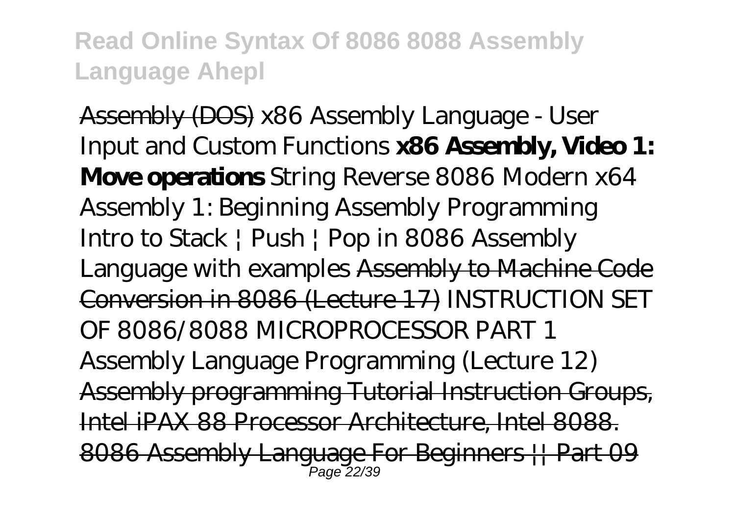Assembly (DOS) *x86 Assembly Language - User Input and Custom Functions* **x86 Assembly, Video 1: Move operations** *String Reverse 8086 Modern x64 Assembly 1: Beginning Assembly Programming Intro to Stack | Push | Pop in 8086 Assembly Language with examples* Assembly to Machine Code Conversion in 8086 (Lecture 17) *INSTRUCTION SET OF 8086/8088 MICROPROCESSOR PART 1 Assembly Language Programming (Lecture 12)* Assembly programming Tutorial Instruction Groups, Intel iPAX 88 Processor Architecture, Intel 8088. 8086 Assembly Language For Beginners || Part 09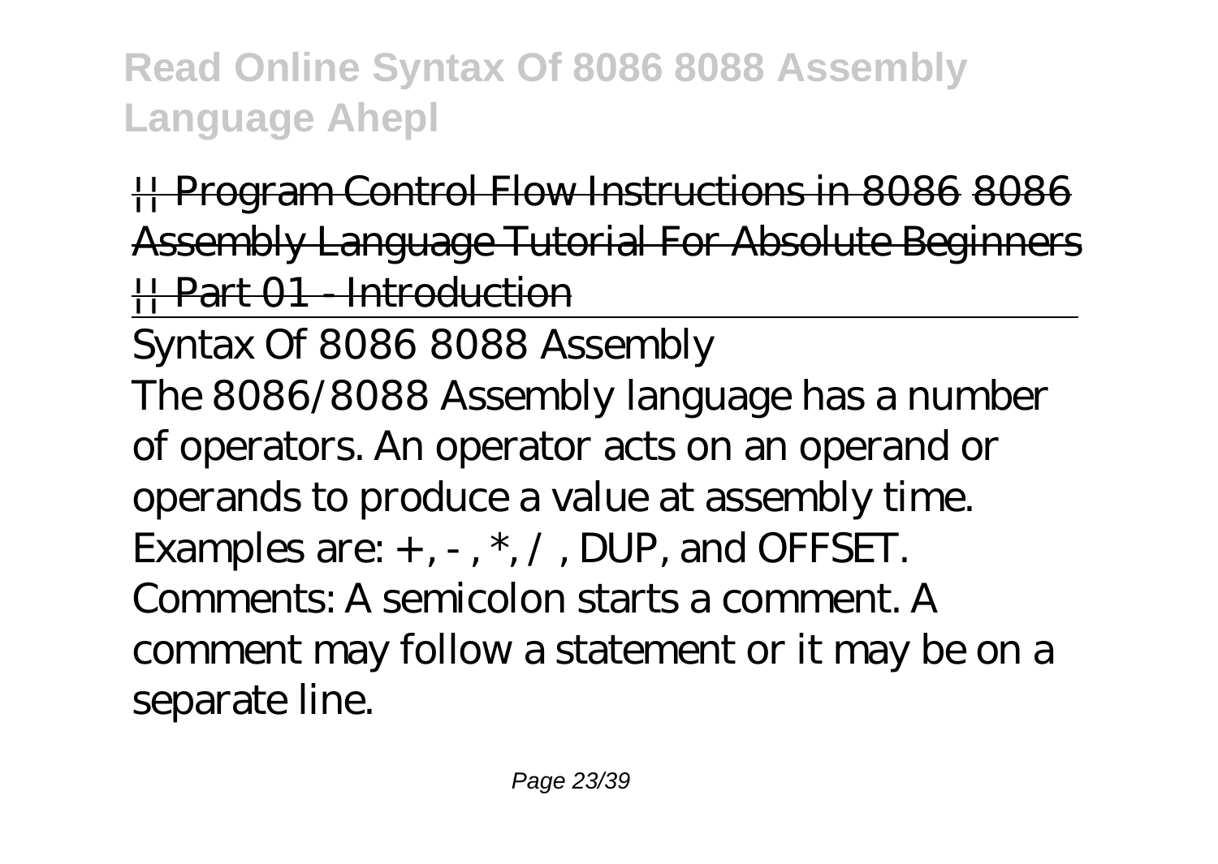|| Program Control Flow Instructions in 8086 8086 Assembly Language Tutorial For Absolute Beginners || Part 01 - Introduction

Syntax Of 8086 8088 Assembly

The 8086/8088 Assembly language has a number of operators. An operator acts on an operand or operands to produce a value at assembly time. Examples are: + , - , *, / , DUP, and OFFSET. Comments: A semicolon starts a comment. A comment may follow a statement or it may be on a separate line.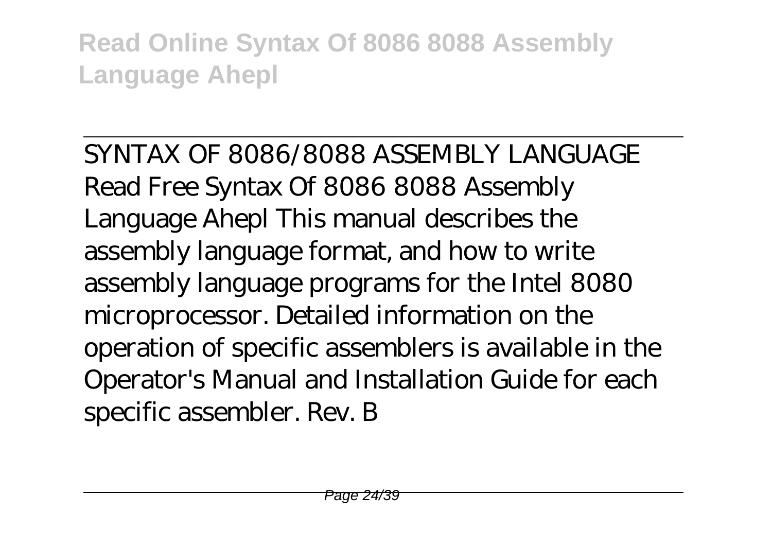SYNTAX OF 8086/8088 ASSEMBLY LANGUAGE

Read Free Syntax Of 8086 8088 Assembly Language Ahepl This manual describes the assembly language format, and how to write assembly language programs for the Intel 8080 microprocessor. Detailed information on the operation of specific assemblers is available in the Operator's Manual and Installation Guide for each specific assembler. Rev. B

---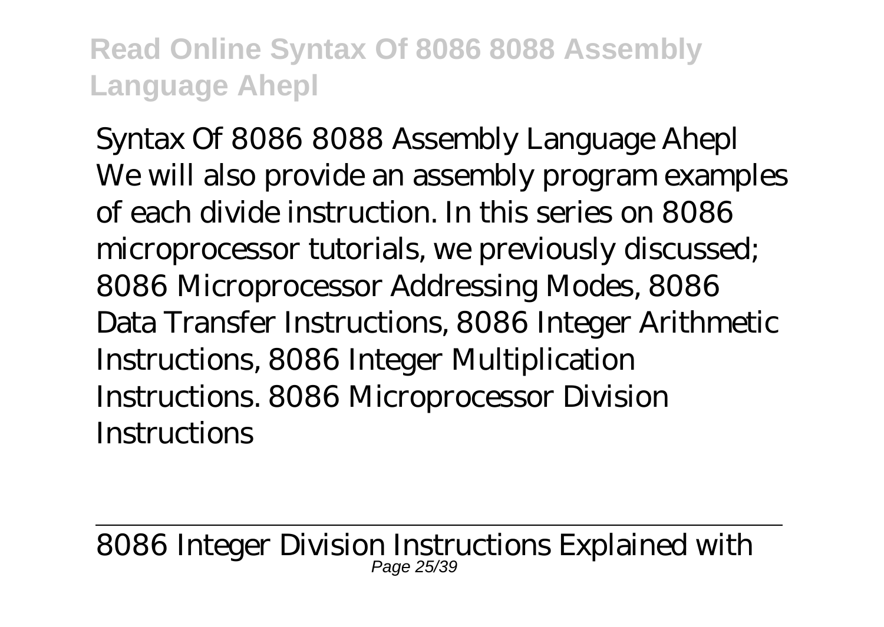Syntax Of 8086 8088 Assembly Language Ahepl
We will also provide an assembly program examples of each divide instruction. In this series on 8086 microprocessor tutorials, we previously discussed; 8086 Microprocessor Addressing Modes, 8086 Data Transfer Instructions, 8086 Integer Arithmetic Instructions, 8086 Integer Multiplication Instructions. 8086 Microprocessor Division Instructions

8086 Integer Division Instructions Explained with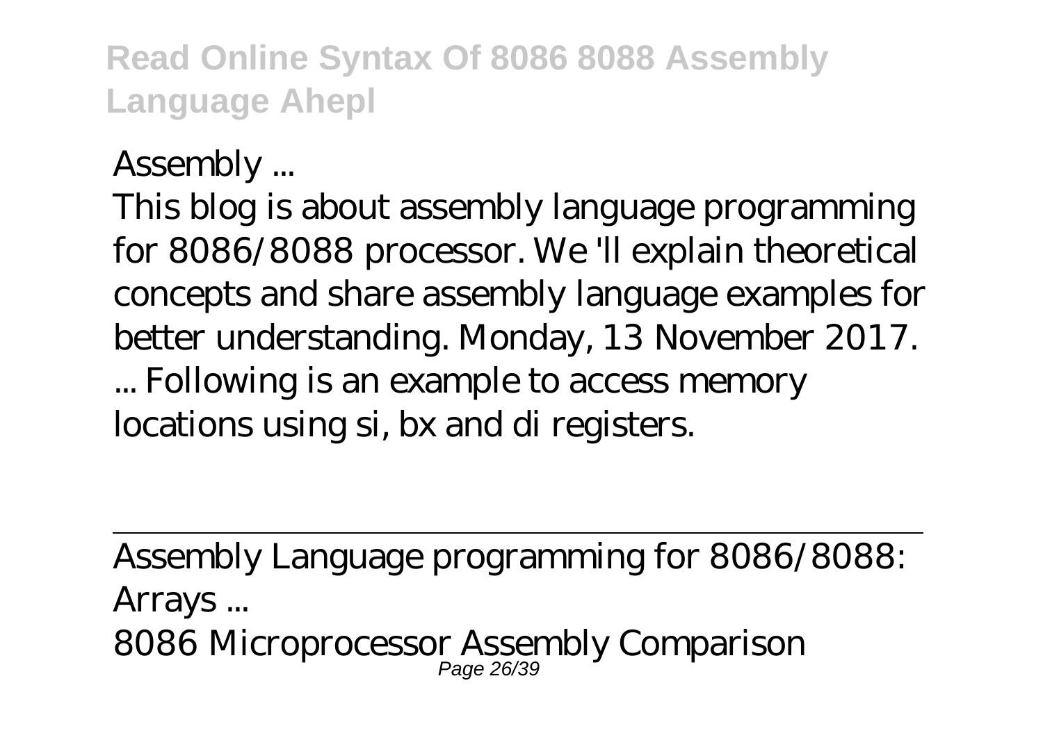Assembly ...

This blog is about assembly language programming for 8086/8088 processor. We 'll explain theoretical concepts and share assembly language examples for better understanding. Monday, 13 November 2017. ... Following is an example to access memory locations using si, bx and di registers.

---

Assembly Language programming for 8086/8088: Arrays ...

8086 Microprocessor Assembly Comparison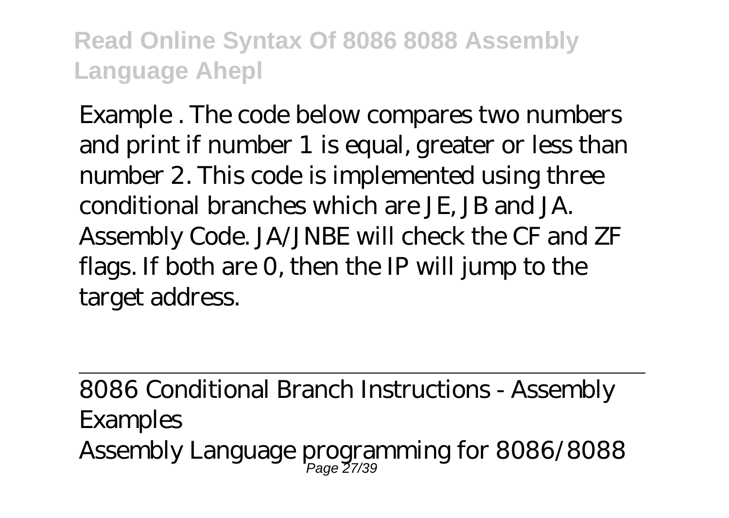Example . The code below compares two numbers and print if number 1 is equal, greater or less than number 2. This code is implemented using three conditional branches which are JE, JB and JA. Assembly Code. JA/JNBE will check the CF and ZF flags. If both are 0, then the IP will jump to the target address.

8086 Conditional Branch Instructions - Assembly Examples

Assembly Language programming for 8086/8088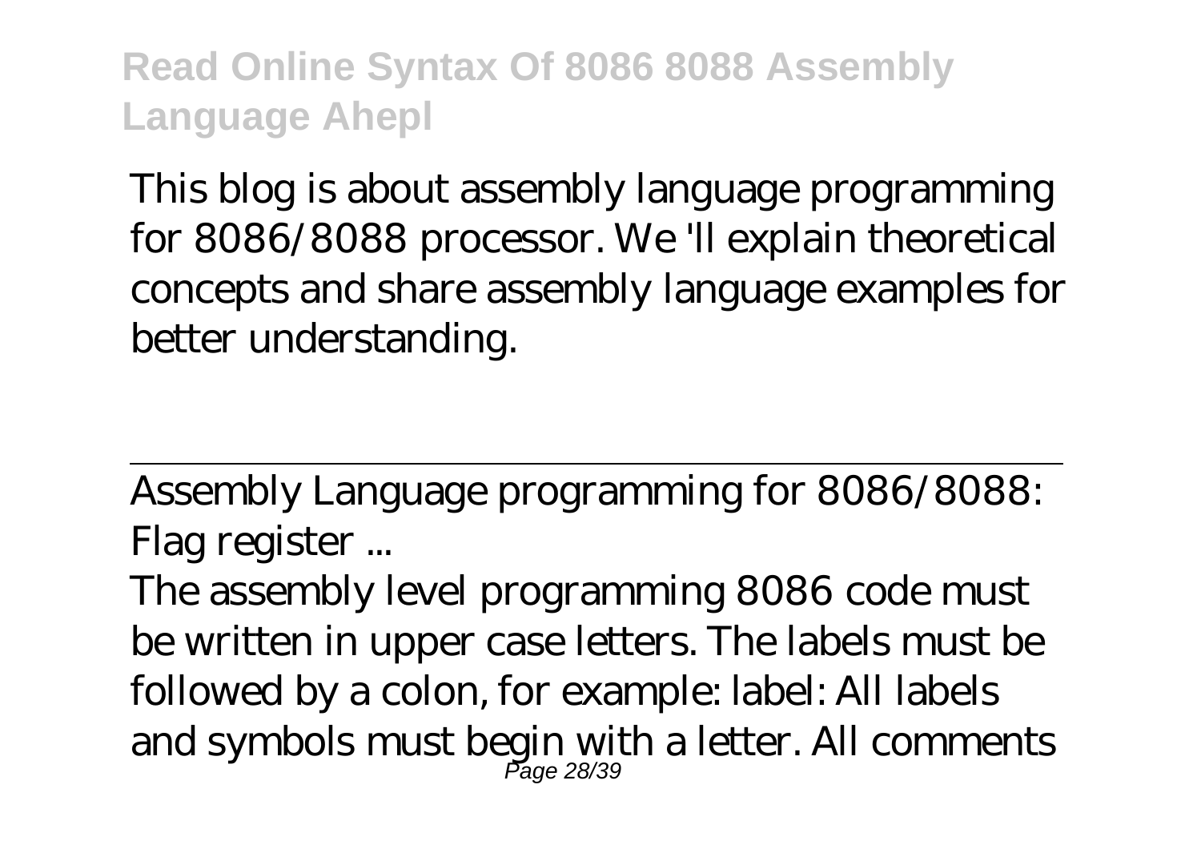This blog is about assembly language programming for 8086/8088 processor. We 'll explain theoretical concepts and share assembly language examples for better understanding.

---

Assembly Language programming for 8086/8088: Flag register ...

The assembly level programming 8086 code must be written in upper case letters. The labels must be followed by a colon, for example: label: All labels and symbols must begin with a letter. All comments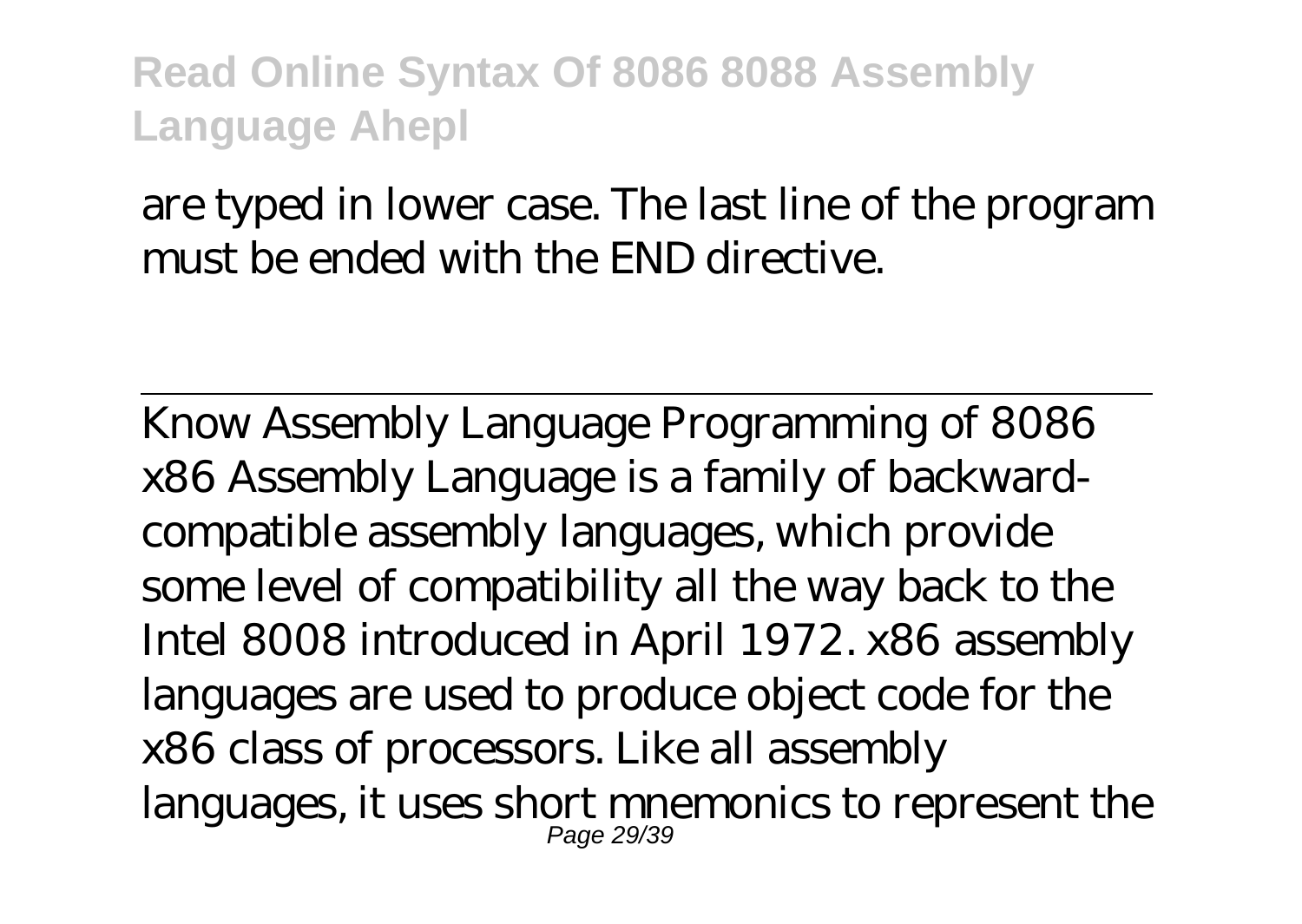are typed in lower case. The last line of the program must be ended with the END directive.

Know Assembly Language Programming of 8086

x86 Assembly Language is a family of backward-compatible assembly languages, which provide some level of compatibility all the way back to the Intel 8008 introduced in April 1972. x86 assembly languages are used to produce object code for the x86 class of processors. Like all assembly languages, it uses short mnemonics to represent the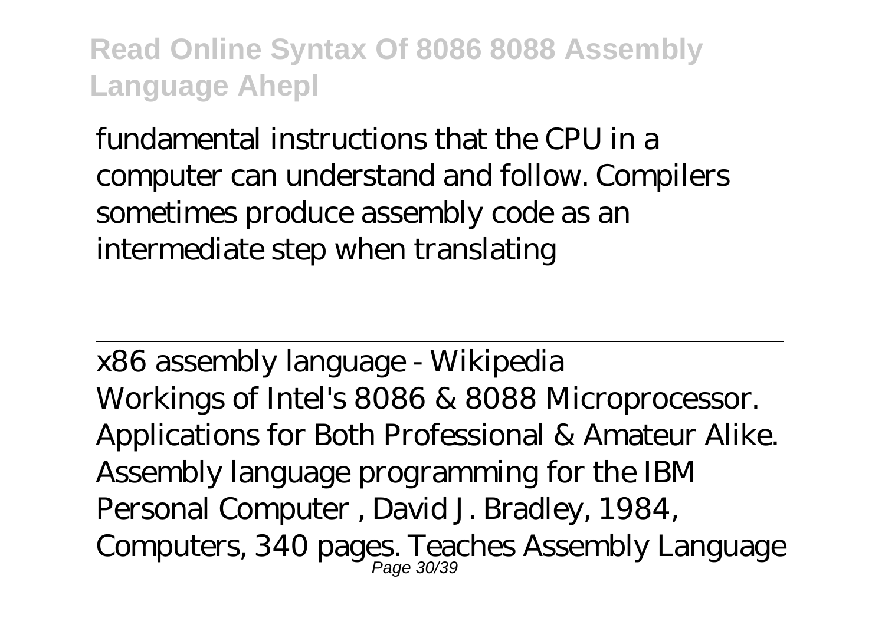fundamental instructions that the CPU in a computer can understand and follow. Compilers sometimes produce assembly code as an intermediate step when translating

x86 assembly language - Wikipedia

Workings of Intel's 8086 & 8088 Microprocessor. Applications for Both Professional & Amateur Alike. Assembly language programming for the IBM Personal Computer , David J. Bradley, 1984, Computers, 340 pages. Teaches Assembly Language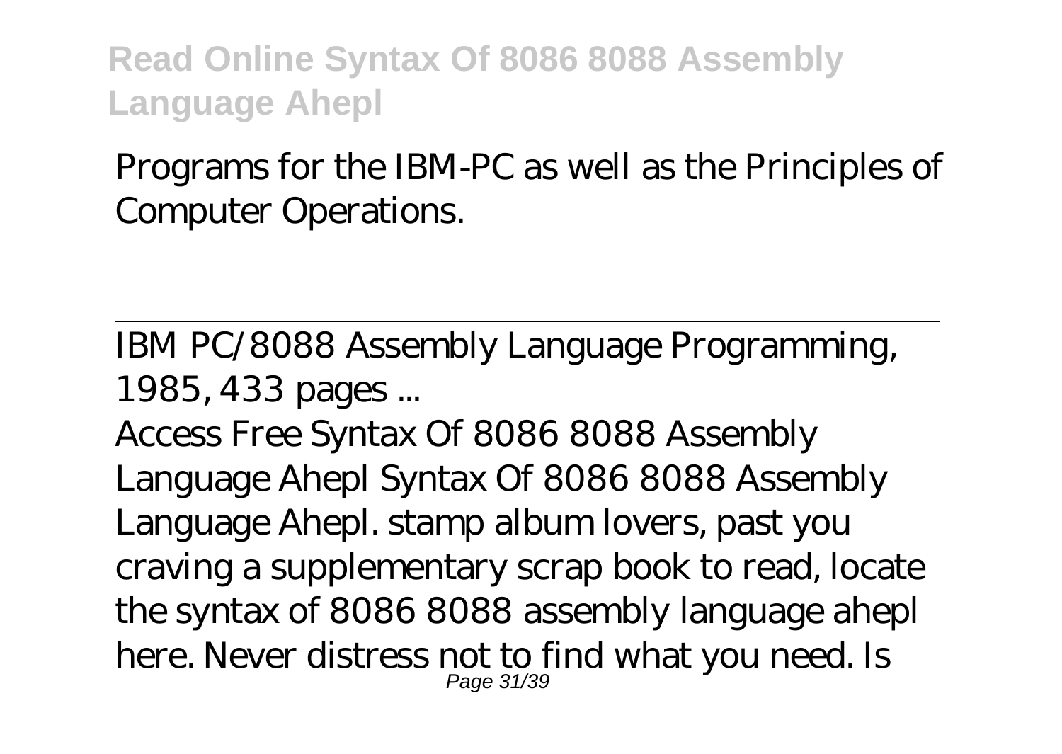Programs for the IBM-PC as well as the Principles of Computer Operations.

IBM PC/8088 Assembly Language Programming, 1985, 433 pages ...

Access Free Syntax Of 8086 8088 Assembly Language Ahepl Syntax Of 8086 8088 Assembly Language Ahepl. stamp album lovers, past you craving a supplementary scrap book to read, locate the syntax of 8086 8088 assembly language ahepl here. Never distress not to find what you need. Is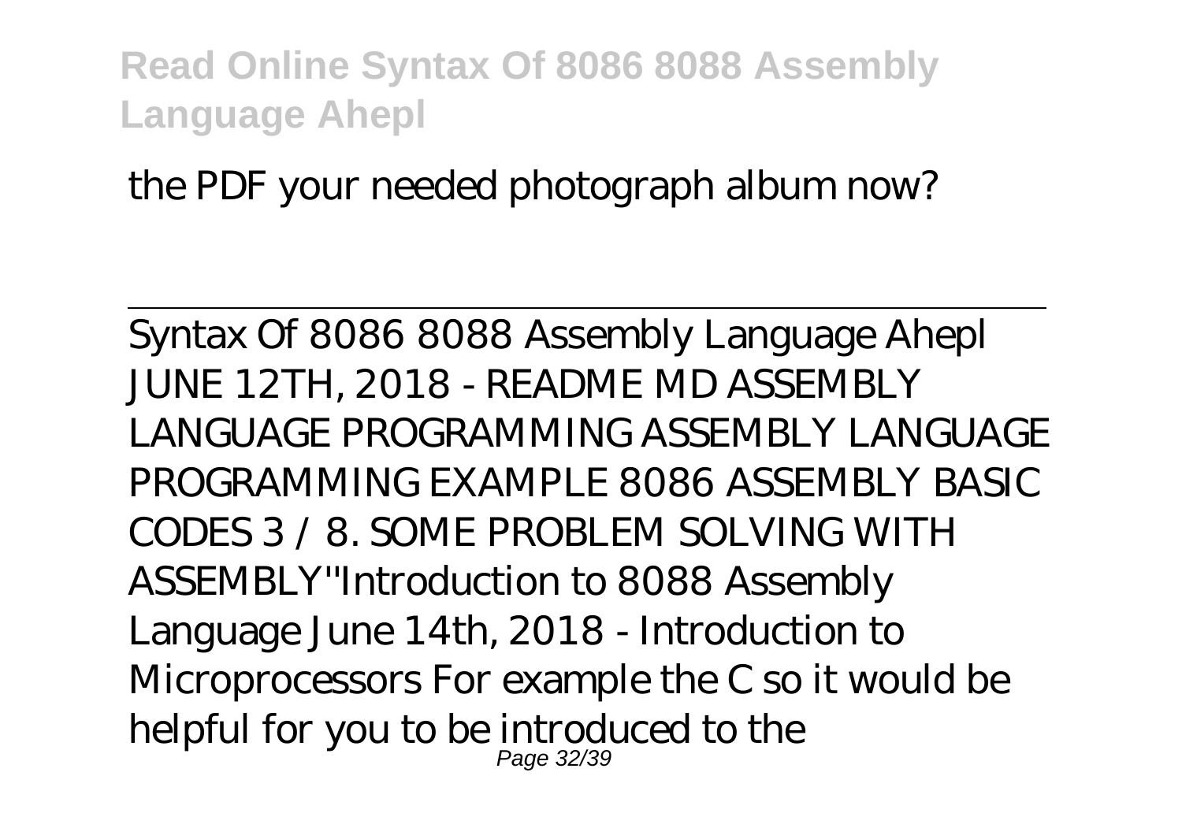the PDF your needed photograph album now?

---

Syntax Of 8086 8088 Assembly Language Ahepl
JUNE 12TH, 2018 - README MD ASSEMBLY LANGUAGE PROGRAMMING ASSEMBLY LANGUAGE PROGRAMMING EXAMPLE 8086 ASSEMBLY BASIC CODES 3 / 8. SOME PROBLEM SOLVING WITH ASSEMBLY''Introduction to 8088 Assembly Language June 14th, 2018 - Introduction to Microprocessors For example the C so it would be helpful for you to be introduced to the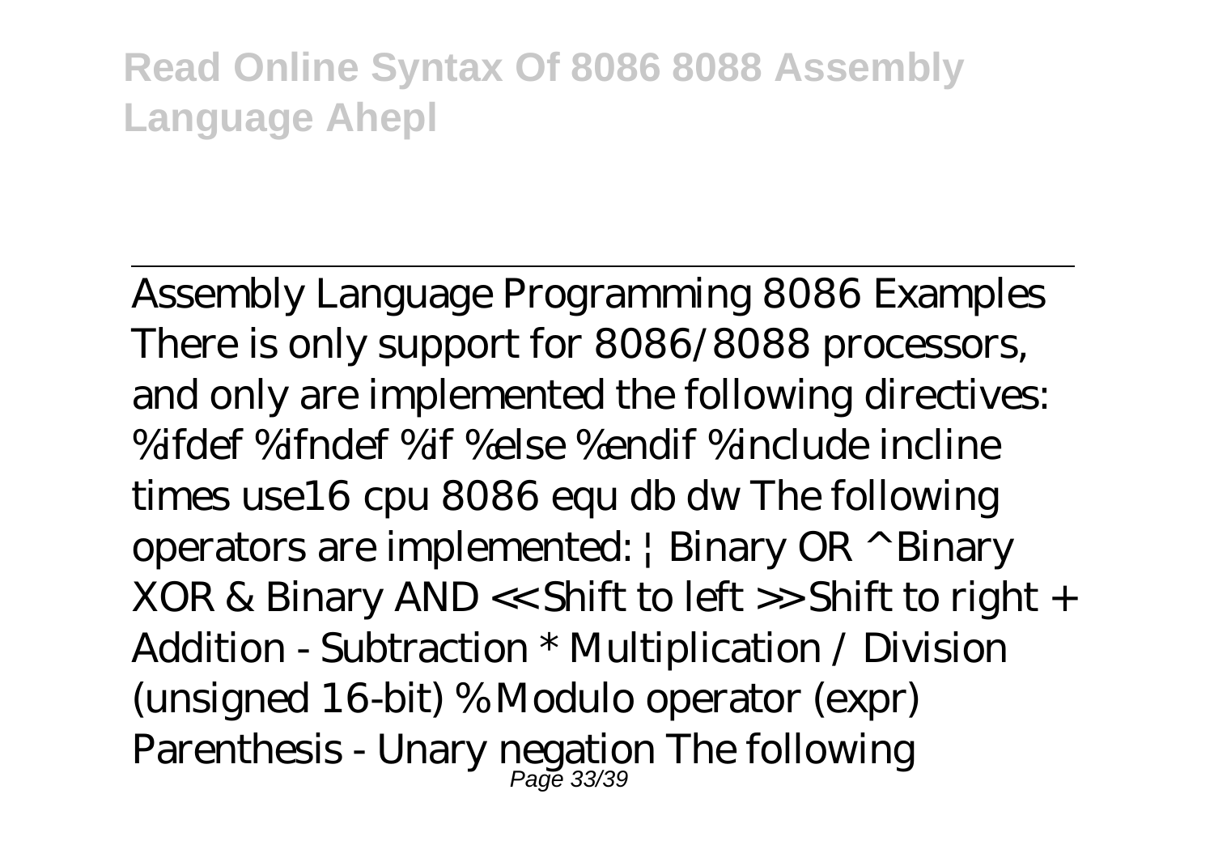Assembly Language Programming 8086 Examples There is only support for 8086/8088 processors, and only are implemented the following directives: %ifdef %ifndef %if %else %endif %include incline times use16 cpu 8086 equ db dw The following operators are implemented: | Binary OR ^ Binary XOR & Binary AND << Shift to left >> Shift to right + Addition - Subtraction * Multiplication / Division (unsigned 16-bit) % Modulo operator (expr) Parenthesis - Unary negation The following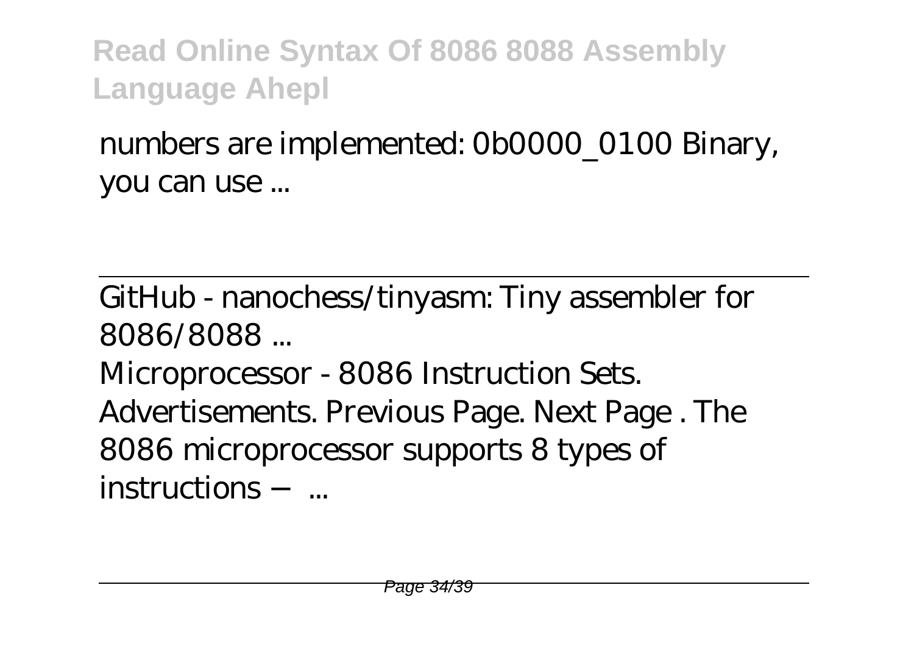numbers are implemented: 0b0000_0100 Binary, you can use ...

GitHub - nanochess/tinyasm: Tiny assembler for 8086/8088 ...

Microprocessor - 8086 Instruction Sets. Advertisements. Previous Page. Next Page . The 8086 microprocessor supports 8 types of instructions − ...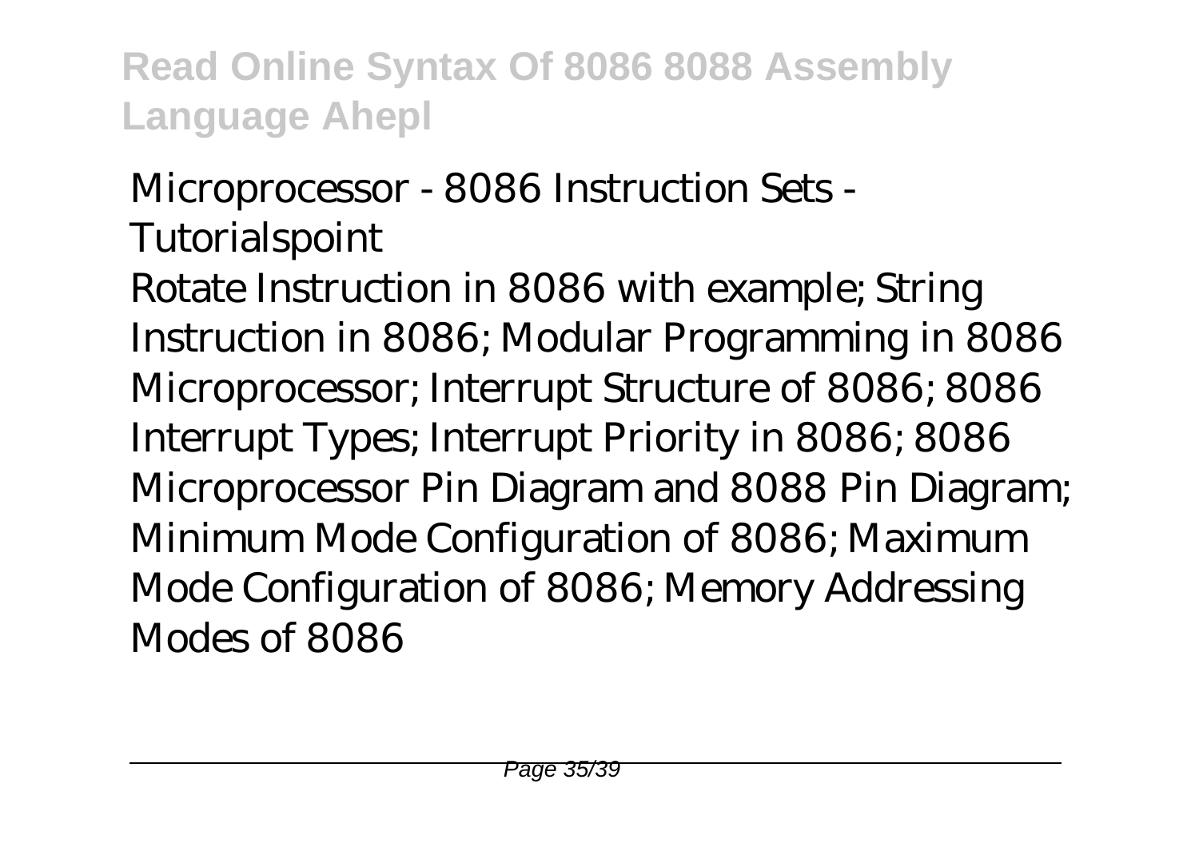Microprocessor - 8086 Instruction Sets - Tutorialspoint

Rotate Instruction in 8086 with example; String Instruction in 8086; Modular Programming in 8086 Microprocessor; Interrupt Structure of 8086; 8086 Interrupt Types; Interrupt Priority in 8086; 8086 Microprocessor Pin Diagram and 8088 Pin Diagram; Minimum Mode Configuration of 8086; Maximum Mode Configuration of 8086; Memory Addressing Modes of 8086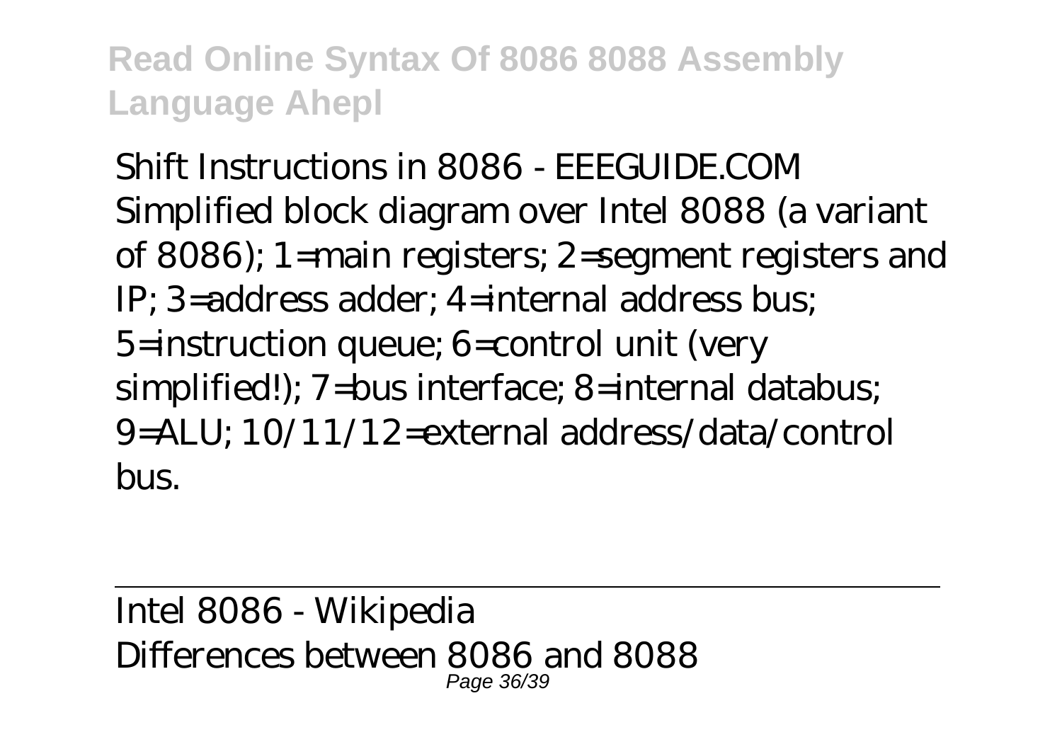Shift Instructions in 8086 - EEEGUIDE.COM
Simplified block diagram over Intel 8088 (a variant of 8086); 1=main registers; 2=segment registers and IP; 3=address adder; 4=internal address bus; 5=instruction queue; 6=control unit (very simplified!); 7=bus interface; 8=internal databus; 9=ALU; 10/11/12=external address/data/control bus.

Intel 8086 - Wikipedia
Differences between 8086 and 8088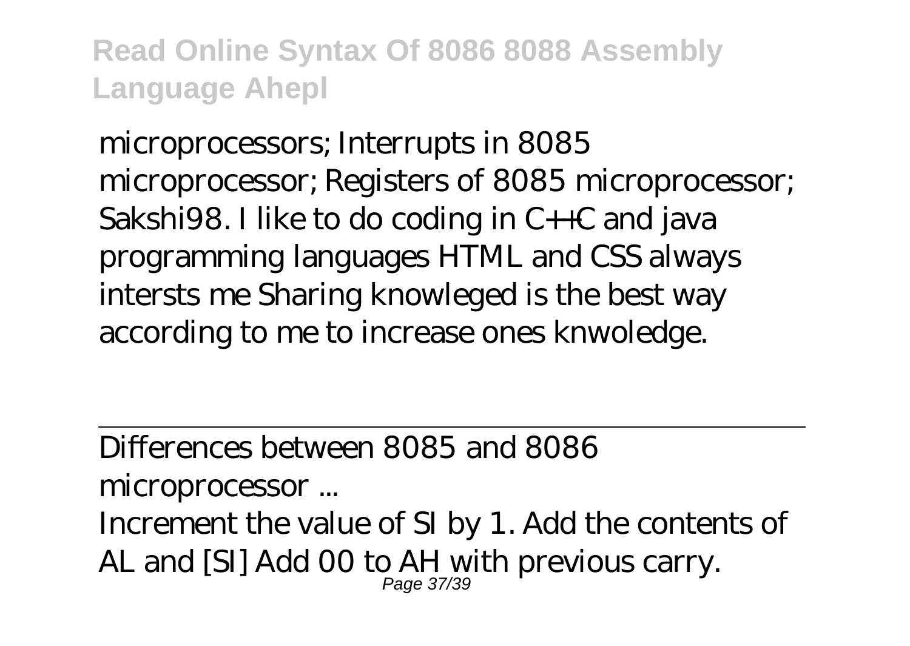microprocessors; Interrupts in 8085 microprocessor; Registers of 8085 microprocessor; Sakshi98. I like to do coding in C++C and java programming languages HTML and CSS always intersts me Sharing knowleged is the best way according to me to increase ones knwoledge.

Differences between 8085 and 8086 microprocessor ...

Increment the value of SI by 1. Add the contents of AL and [SI] Add 00 to AH with previous carry.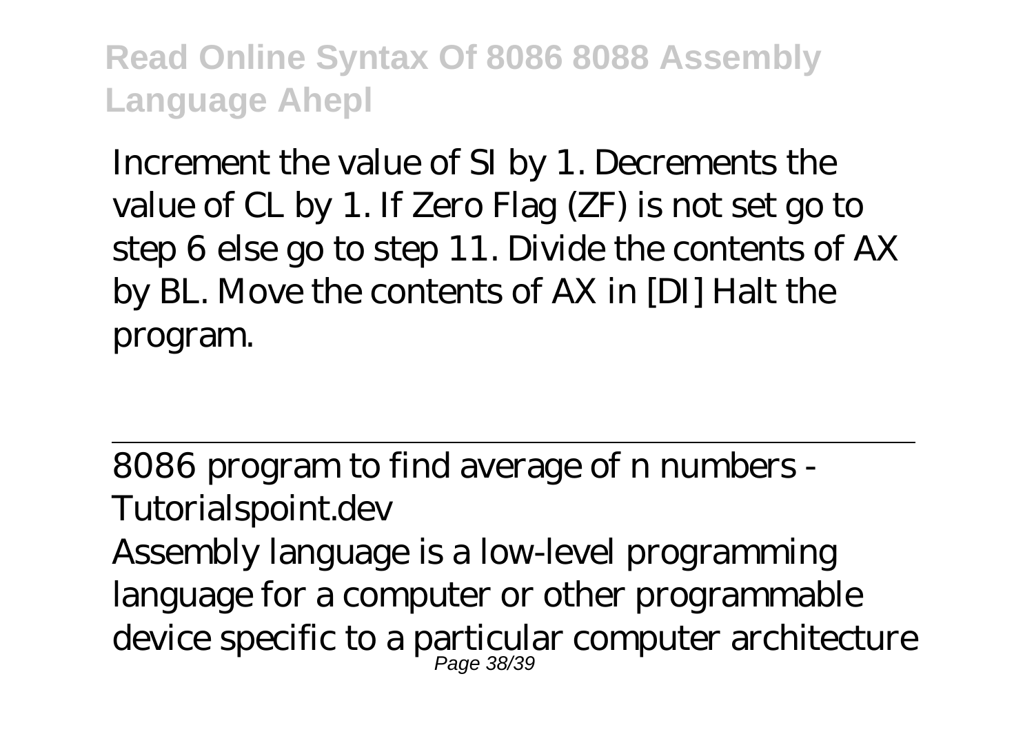Increment the value of SI by 1. Decrements the value of CL by 1. If Zero Flag (ZF) is not set go to step 6 else go to step 11. Divide the contents of AX by BL. Move the contents of AX in [DI] Halt the program.

---

8086 program to find average of n numbers - Tutorialspoint.dev

Assembly language is a low-level programming language for a computer or other programmable device specific to a particular computer architecture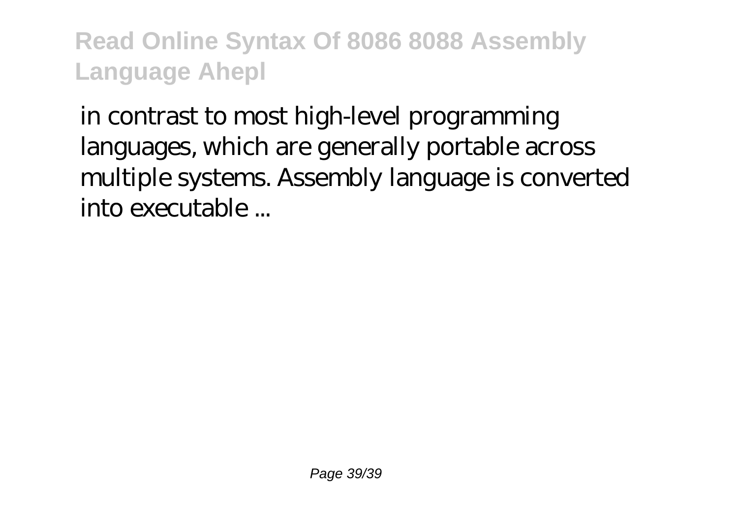in contrast to most high-level programming languages, which are generally portable across multiple systems. Assembly language is converted into executable ...